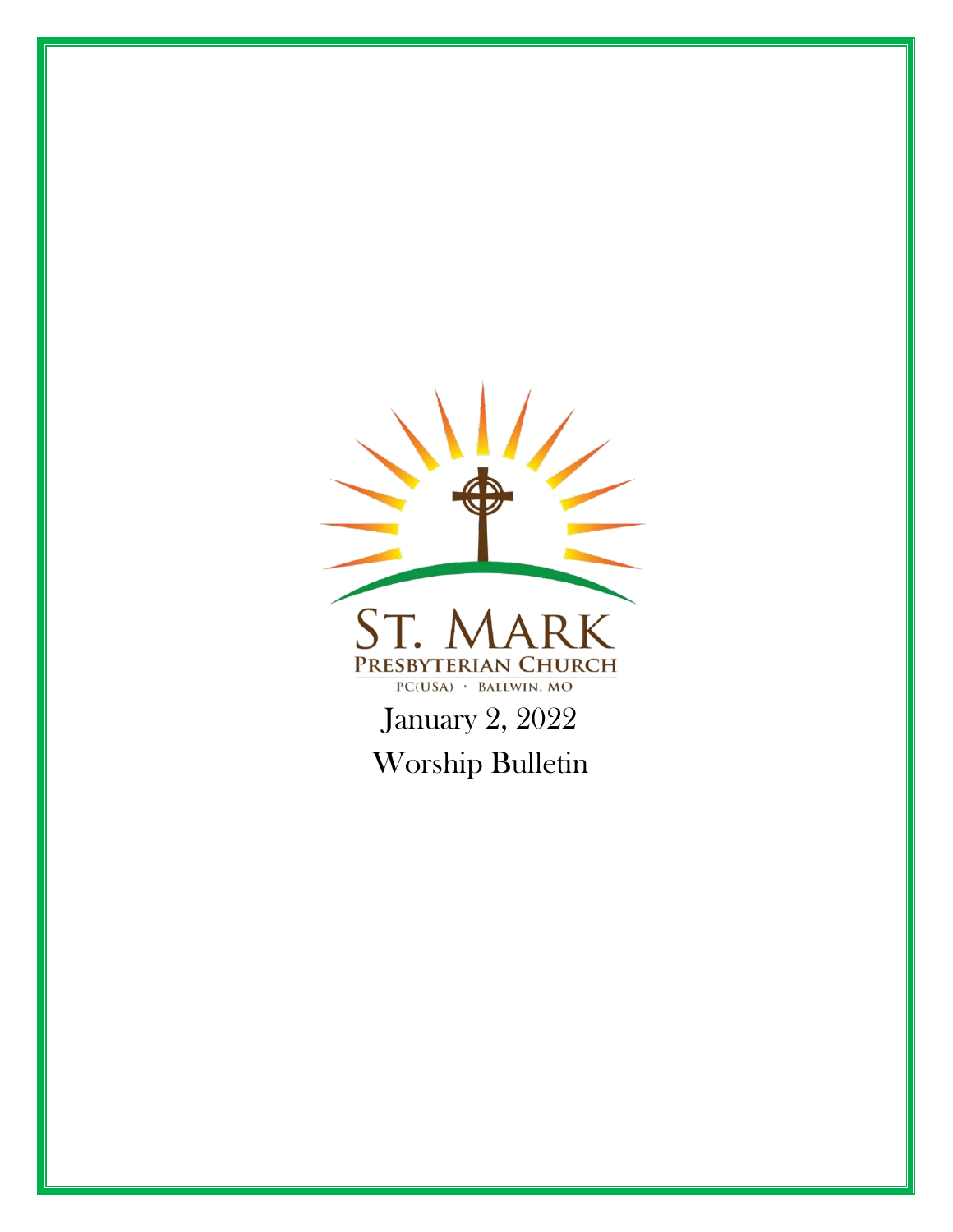ST. MARK

PRESBYTERIAN CHURCH

PC(USA) · BALLWIN, MO

January 2, 2022

Worship Bulletin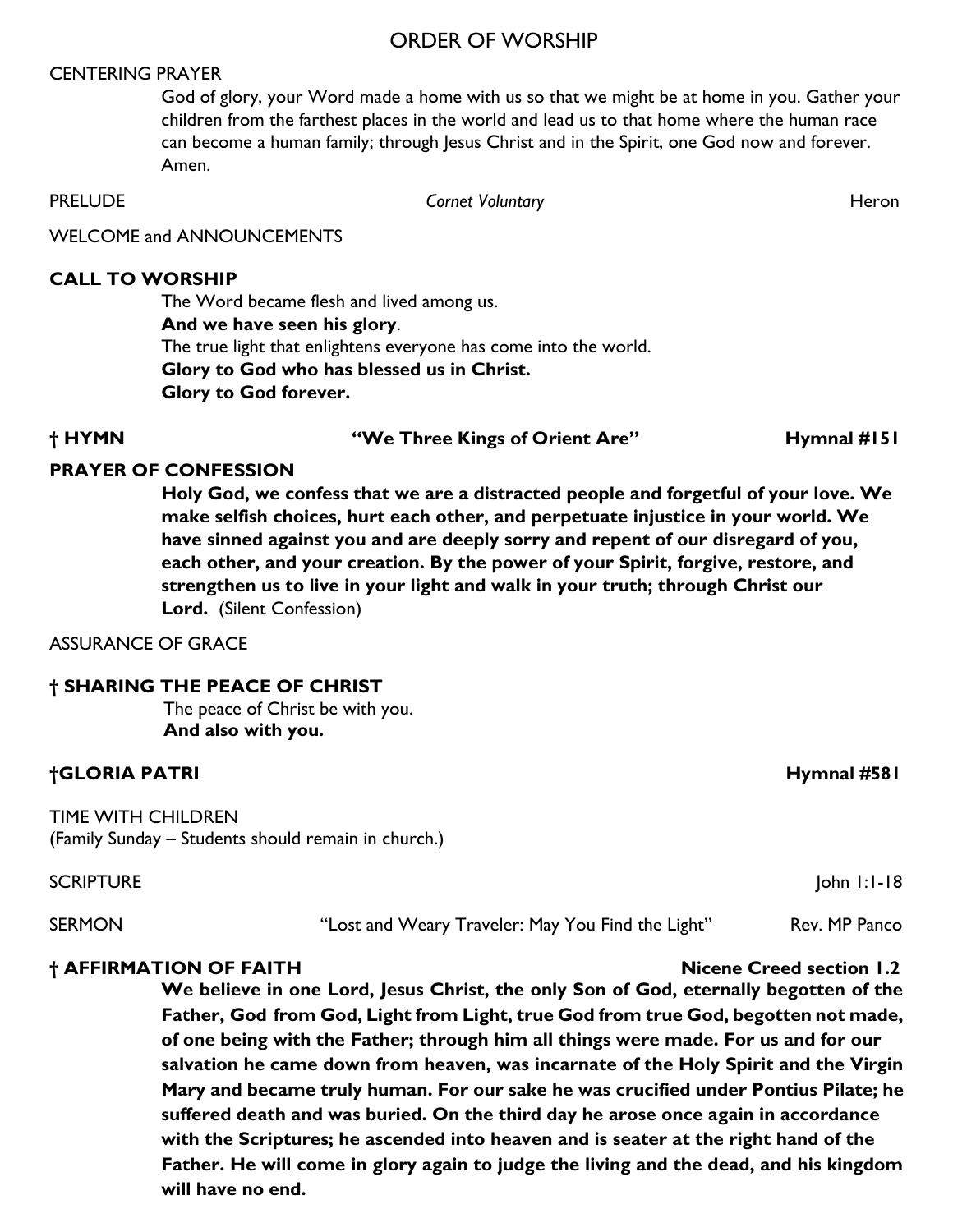# ORDER OF WORSHIP

CENTERING PRAYER

God of glory, your Word made a home with us so that we might be at home in you. Gather your children from the farthest places in the world and lead us to that home where the human race can become a human family; through Jesus Christ and in the Spirit, one God now and forever. Amen.

PRELUDE *Cornet Voluntary* Heron

WELCOME and ANNOUNCEMENTS

**CALL TO WORSHIP**

The Word became flesh and lived among us.
**And we have seen his glory**.
The true light that enlightens everyone has come into the world.
**Glory to God who has blessed us in Christ.**
**Glory to God forever.**

**† HYMN "We Three Kings of Orient Are" Hymnal #151**

**PRAYER OF CONFESSION**

**Holy God, we confess that we are a distracted people and forgetful of your love. We make selfish choices, hurt each other, and perpetuate injustice in your world. We have sinned against you and are deeply sorry and repent of our disregard of you, each other, and your creation. By the power of your Spirit, forgive, restore, and strengthen us to live in your light and walk in your truth; through Christ our Lord.** (Silent Confession)

ASSURANCE OF GRACE

**† SHARING THE PEACE OF CHRIST**

The peace of Christ be with you.
**And also with you.**

**†GLORIA PATRI Hymnal #581**

TIME WITH CHILDREN
(Family Sunday – Students should remain in church.)

SCRIPTURE John 1:1-18

SERMON "Lost and Weary Traveler: May You Find the Light" Rev. MP Panco

**† AFFIRMATION OF FAITH Nicene Creed section 1.2**

**We believe in one Lord, Jesus Christ, the only Son of God, eternally begotten of the Father, God from God, Light from Light, true God from true God, begotten not made, of one being with the Father; through him all things were made. For us and for our salvation he came down from heaven, was incarnate of the Holy Spirit and the Virgin Mary and became truly human. For our sake he was crucified under Pontius Pilate; he suffered death and was buried. On the third day he arose once again in accordance with the Scriptures; he ascended into heaven and is seater at the right hand of the Father. He will come in glory again to judge the living and the dead, and his kingdom will have no end.**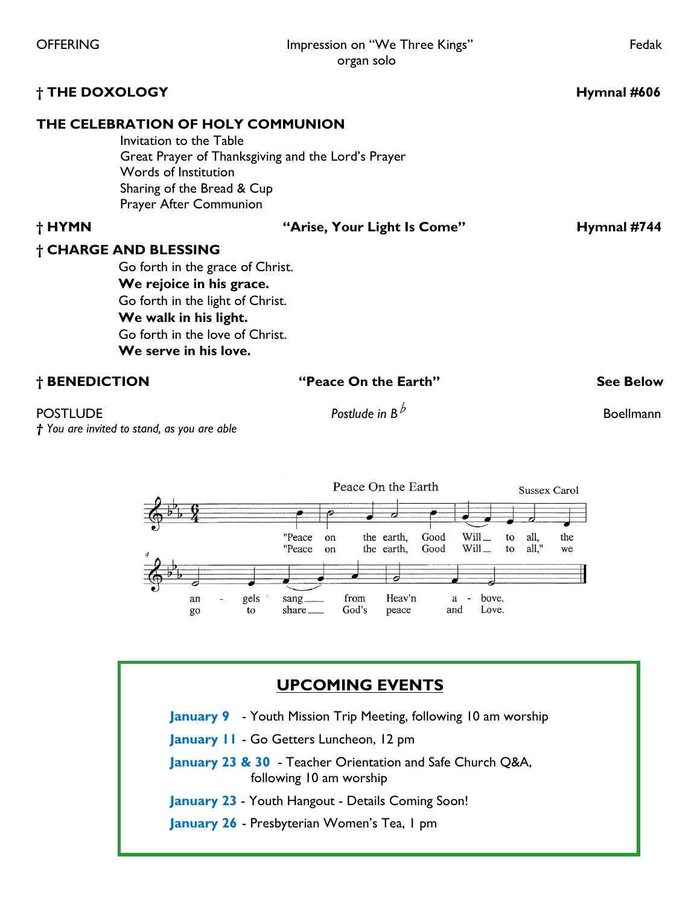OFFERING | Impression on "We Three Kings" organ solo | Fedak

**† THE DOXOLOGY** | **Hymnal #606**

**THE CELEBRATION OF HOLY COMMUNION**

Invitation to the Table
Great Prayer of Thanksgiving and the Lord's Prayer
Words of Institution
Sharing of the Bread & Cup
Prayer After Communion

**† HYMN** | **"Arise, Your Light Is Come"** | **Hymnal #744**

**† CHARGE AND BLESSING**

Go forth in the grace of Christ.
**We rejoice in his grace.**
Go forth in the light of Christ.
**We walk in his light.**
Go forth in the love of Christ.
**We serve in his love.**

**† BENEDICTION** | **"Peace On the Earth"** | **See Below**

POSTLUDE | *Postlude in B♭* | Boellmann

*† You are invited to stand, as you are able*

Peace On the Earth — Sussex Carol

"Peace on the earth, Good Will to all, the angels sang from Heav'n above.
"Peace on the earth, Good Will to all," we go to share God's peace and Love.

## UPCOMING EVENTS

**January 9** - Youth Mission Trip Meeting, following 10 am worship

**January 11** - Go Getters Luncheon, 12 pm

**January 23 & 30** - Teacher Orientation and Safe Church Q&A, following 10 am worship

**January 23** - Youth Hangout - Details Coming Soon!

**January 26** - Presbyterian Women's Tea, 1 pm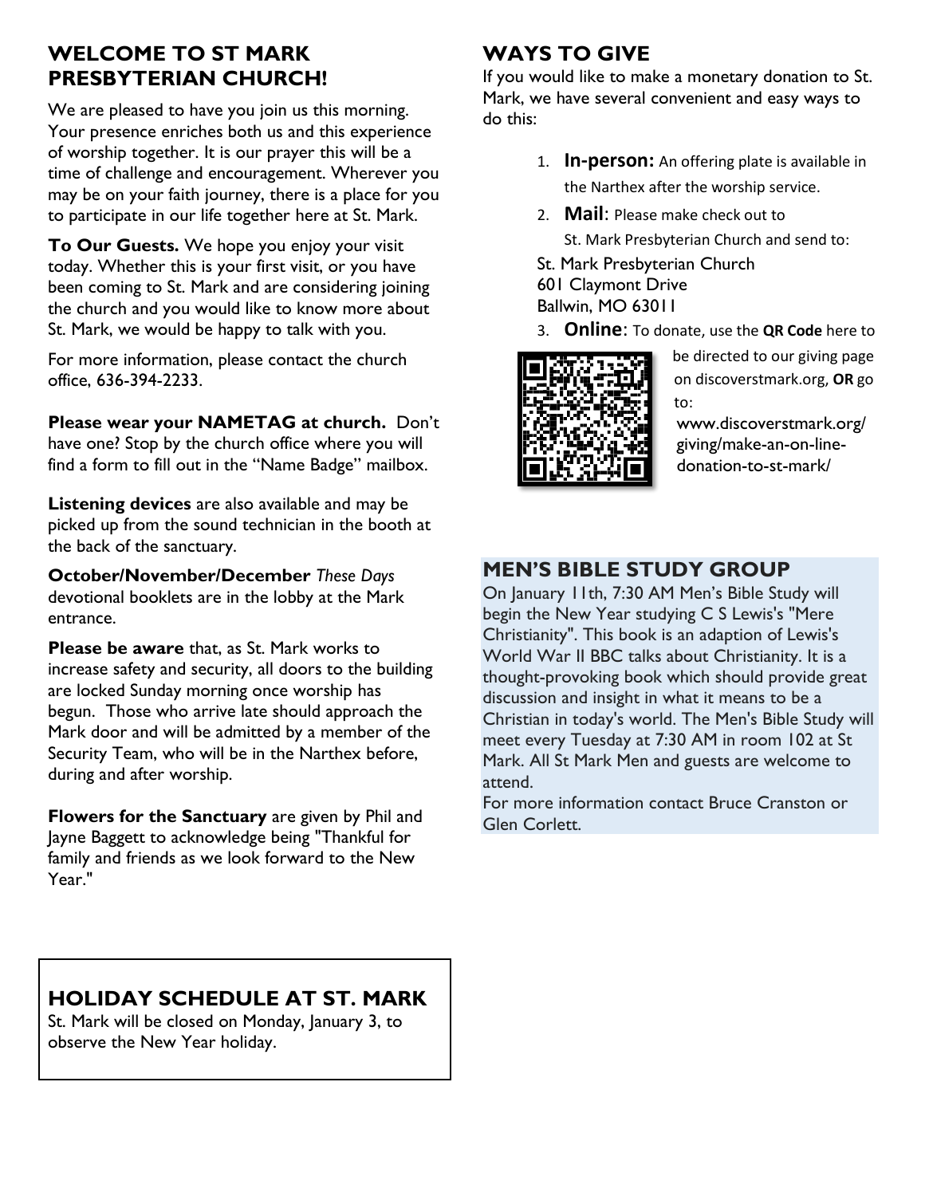## WELCOME TO ST MARK PRESBYTERIAN CHURCH!

We are pleased to have you join us this morning. Your presence enriches both us and this experience of worship together. It is our prayer this will be a time of challenge and encouragement. Wherever you may be on your faith journey, there is a place for you to participate in our life together here at St. Mark.

**To Our Guests.** We hope you enjoy your visit today. Whether this is your first visit, or you have been coming to St. Mark and are considering joining the church and you would like to know more about St. Mark, we would be happy to talk with you.

For more information, please contact the church office, 636-394-2233.

**Please wear your NAMETAG at church.** Don't have one? Stop by the church office where you will find a form to fill out in the "Name Badge" mailbox.

**Listening devices** are also available and may be picked up from the sound technician in the booth at the back of the sanctuary.

**October/November/December** *These Days* devotional booklets are in the lobby at the Mark entrance.

**Please be aware** that, as St. Mark works to increase safety and security, all doors to the building are locked Sunday morning once worship has begun. Those who arrive late should approach the Mark door and will be admitted by a member of the Security Team, who will be in the Narthex before, during and after worship.

**Flowers for the Sanctuary** are given by Phil and Jayne Baggett to acknowledge being "Thankful for family and friends as we look forward to the New Year."

## HOLIDAY SCHEDULE AT ST. MARK

St. Mark will be closed on Monday, January 3, to observe the New Year holiday.

## WAYS TO GIVE

If you would like to make a monetary donation to St. Mark, we have several convenient and easy ways to do this:

1. **In-person:** An offering plate is available in the Narthex after the worship service.
2. **Mail**: Please make check out to St. Mark Presbyterian Church and send to:

   St. Mark Presbyterian Church
   601 Claymont Drive
   Ballwin, MO 63011
3. **Online**: To donate, use the **QR Code** here to be directed to our giving page on discoverstmark.org, **OR** go to: www.discoverstmark.org/giving/make-an-on-line-donation-to-st-mark/

## MEN'S BIBLE STUDY GROUP

On January 11th, 7:30 AM Men's Bible Study will begin the New Year studying C S Lewis's "Mere Christianity". This book is an adaption of Lewis's World War II BBC talks about Christianity. It is a thought-provoking book which should provide great discussion and insight in what it means to be a Christian in today's world. The Men's Bible Study will meet every Tuesday at 7:30 AM in room 102 at St Mark. All St Mark Men and guests are welcome to attend.

For more information contact Bruce Cranston or Glen Corlett.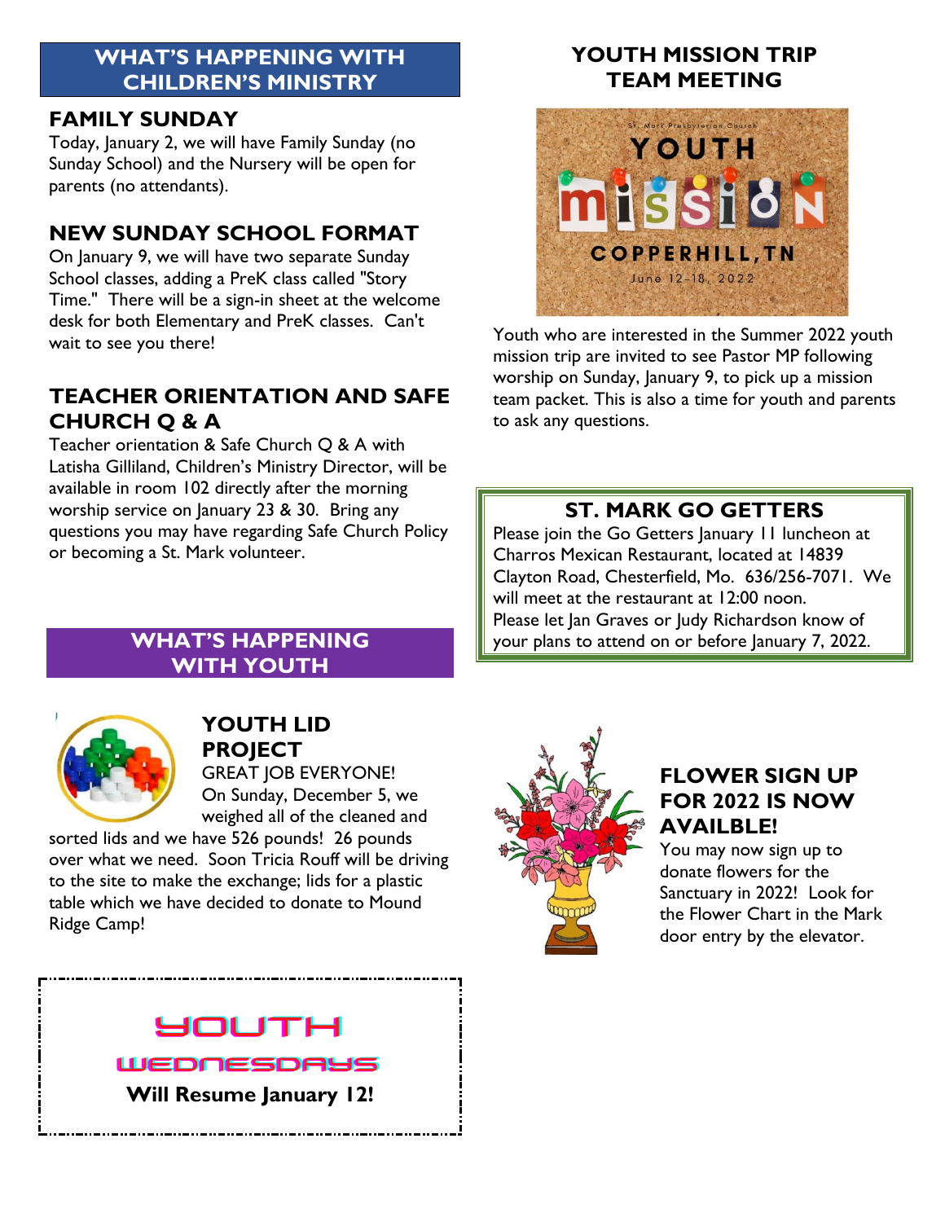## WHAT'S HAPPENING WITH CHILDREN'S MINISTRY

### FAMILY SUNDAY

Today, January 2, we will have Family Sunday (no Sunday School) and the Nursery will be open for parents (no attendants).

### NEW SUNDAY SCHOOL FORMAT

On January 9, we will have two separate Sunday School classes, adding a PreK class called "Story Time." There will be a sign-in sheet at the welcome desk for both Elementary and PreK classes. Can't wait to see you there!

### TEACHER ORIENTATION AND SAFE CHURCH Q & A

Teacher orientation & Safe Church Q & A with Latisha Gilliland, Children's Ministry Director, will be available in room 102 directly after the morning worship service on January 23 & 30. Bring any questions you may have regarding Safe Church Policy or becoming a St. Mark volunteer.

## WHAT'S HAPPENING WITH YOUTH

### YOUTH LID PROJECT

GREAT JOB EVERYONE! On Sunday, December 5, we weighed all of the cleaned and sorted lids and we have 526 pounds! 26 pounds over what we need. Soon Tricia Rouff will be driving to the site to make the exchange; lids for a plastic table which we have decided to donate to Mound Ridge Camp!

**YOUTH WEDNESDAYS**

**Will Resume January 12!**

### YOUTH MISSION TRIP TEAM MEETING

St. Mark Presbyterian Church
YOUTH MISSION
COPPERHILL, TN
June 12-18, 2022

Youth who are interested in the Summer 2022 youth mission trip are invited to see Pastor MP following worship on Sunday, January 9, to pick up a mission team packet. This is also a time for youth and parents to ask any questions.

### ST. MARK GO GETTERS

Please join the Go Getters January 11 luncheon at Charros Mexican Restaurant, located at 14839 Clayton Road, Chesterfield, Mo. 636/256-7071. We will meet at the restaurant at 12:00 noon. Please let Jan Graves or Judy Richardson know of your plans to attend on or before January 7, 2022.

### FLOWER SIGN UP FOR 2022 IS NOW AVAILBLE!

You may now sign up to donate flowers for the Sanctuary in 2022! Look for the Flower Chart in the Mark door entry by the elevator.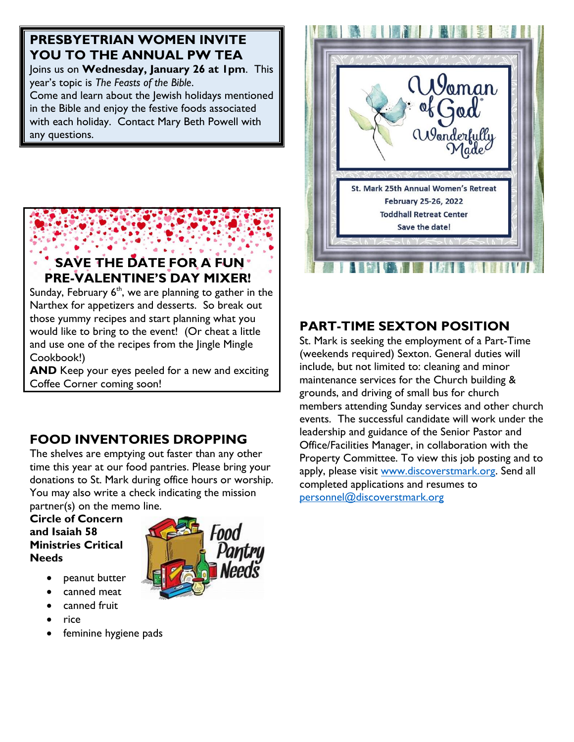## PRESBYETRIAN WOMEN INVITE YOU TO THE ANNUAL PW TEA

Joins us on **Wednesday, January 26 at 1pm**. This year's topic is *The Feasts of the Bible*.
Come and learn about the Jewish holidays mentioned in the Bible and enjoy the festive foods associated with each holiday. Contact Mary Beth Powell with any questions.

## SAVE THE DATE FOR A FUN PRE-VALENTINE'S DAY MIXER!

Sunday, February 6th, we are planning to gather in the Narthex for appetizers and desserts. So break out those yummy recipes and start planning what you would like to bring to the event! (Or cheat a little and use one of the recipes from the Jingle Mingle Cookbook!)
**AND** Keep your eyes peeled for a new and exciting Coffee Corner coming soon!

## FOOD INVENTORIES DROPPING

The shelves are emptying out faster than any other time this year at our food pantries. Please bring your donations to St. Mark during office hours or worship. You may also write a check indicating the mission partner(s) on the memo line.

**Circle of Concern and Isaiah 58 Ministries Critical Needs**

Food Pantry Needs

- peanut butter
- canned meat
- canned fruit
- rice
- feminine hygiene pads

Woman of God Wonderfully Made

St. Mark 25th Annual Women's Retreat
February 25-26, 2022
Toddhall Retreat Center
Save the date!

## PART-TIME SEXTON POSITION

St. Mark is seeking the employment of a Part-Time (weekends required) Sexton. General duties will include, but not limited to: cleaning and minor maintenance services for the Church building & grounds, and driving of small bus for church members attending Sunday services and other church events. The successful candidate will work under the leadership and guidance of the Senior Pastor and Office/Facilities Manager, in collaboration with the Property Committee. To view this job posting and to apply, please visit www.discoverstmark.org. Send all completed applications and resumes to personnel@discoverstmark.org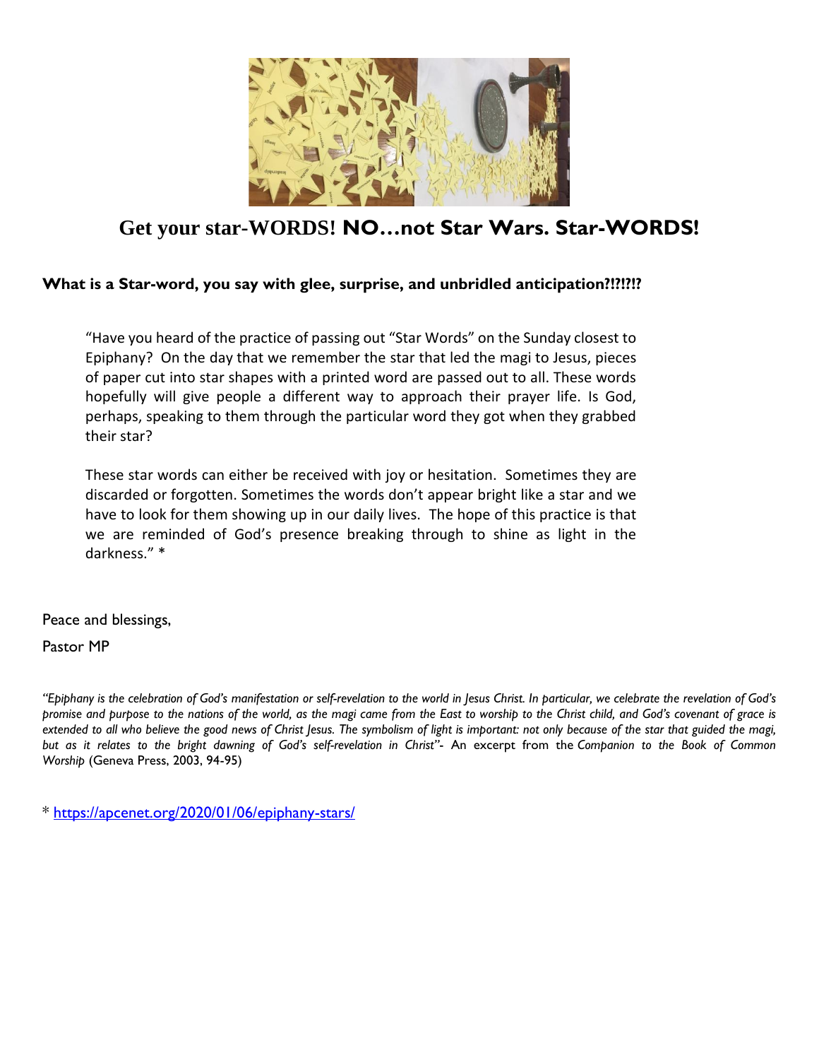## Get your star-WORDS! NO…not Star Wars. Star-WORDS!

**What is a Star-word, you say with glee, surprise, and unbridled anticipation?!?!?!?**

> “Have you heard of the practice of passing out “Star Words” on the Sunday closest to Epiphany? On the day that we remember the star that led the magi to Jesus, pieces of paper cut into star shapes with a printed word are passed out to all. These words hopefully will give people a different way to approach their prayer life. Is God, perhaps, speaking to them through the particular word they got when they grabbed their star?
>
> These star words can either be received with joy or hesitation. Sometimes they are discarded or forgotten. Sometimes the words don’t appear bright like a star and we have to look for them showing up in our daily lives. The hope of this practice is that we are reminded of God’s presence breaking through to shine as light in the darkness.” *

Peace and blessings,

Pastor MP

*“Epiphany is the celebration of God’s manifestation or self-revelation to the world in Jesus Christ. In particular, we celebrate the revelation of God’s promise and purpose to the nations of the world, as the magi came from the East to worship to the Christ child, and God’s covenant of grace is extended to all who believe the good news of Christ Jesus. The symbolism of light is important: not only because of the star that guided the magi, but as it relates to the bright dawning of God’s self-revelation in Christ”*- An excerpt from the *Companion to the Book of Common Worship* (Geneva Press, 2003, 94-95)

* https://apcenet.org/2020/01/06/epiphany-stars/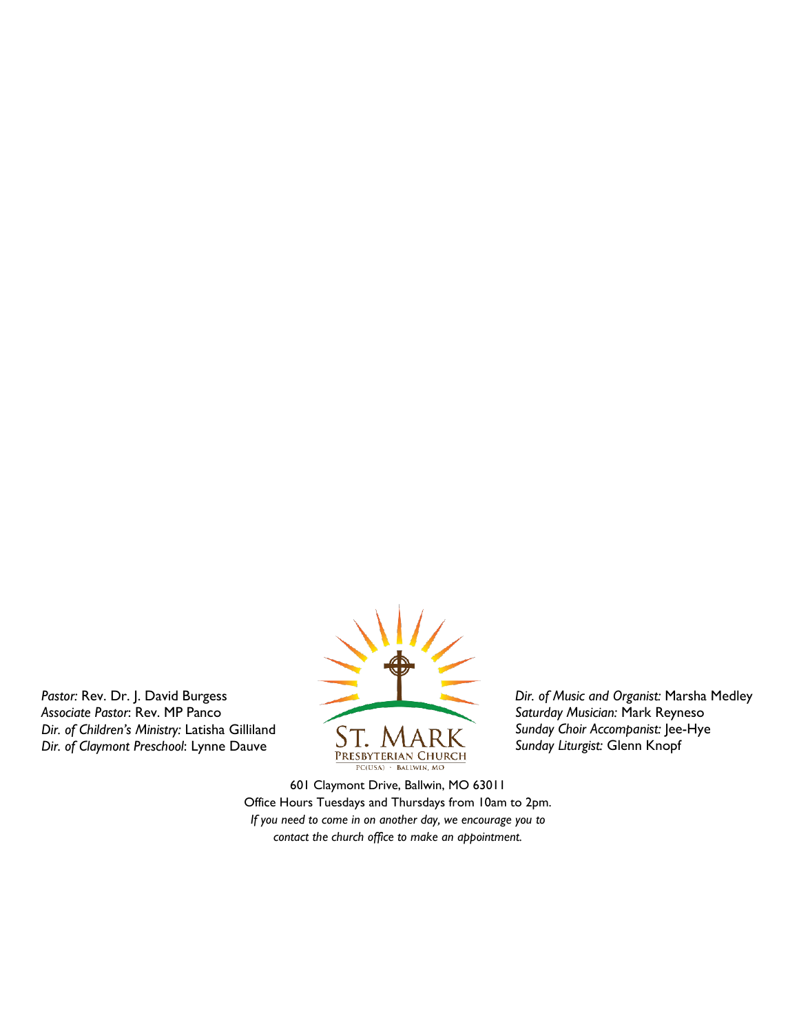*Pastor:* Rev. Dr. J. David Burgess
*Associate Pastor*: Rev. MP Panco
*Dir. of Children's Ministry:* Latisha Gilliland
*Dir. of Claymont Preschool*: Lynne Dauve

ST. MARK
PRESBYTERIAN CHURCH
PC(USA) · BALLWIN, MO

*Dir. of Music and Organist:* Marsha Medley
*Saturday Musician:* Mark Reyneso
*Sunday Choir Accompanist:* Jee-Hye
*Sunday Liturgist:* Glenn Knopf

601 Claymont Drive, Ballwin, MO 63011
Office Hours Tuesdays and Thursdays from 10am to 2pm.
*If you need to come in on another day, we encourage you to contact the church office to make an appointment.*